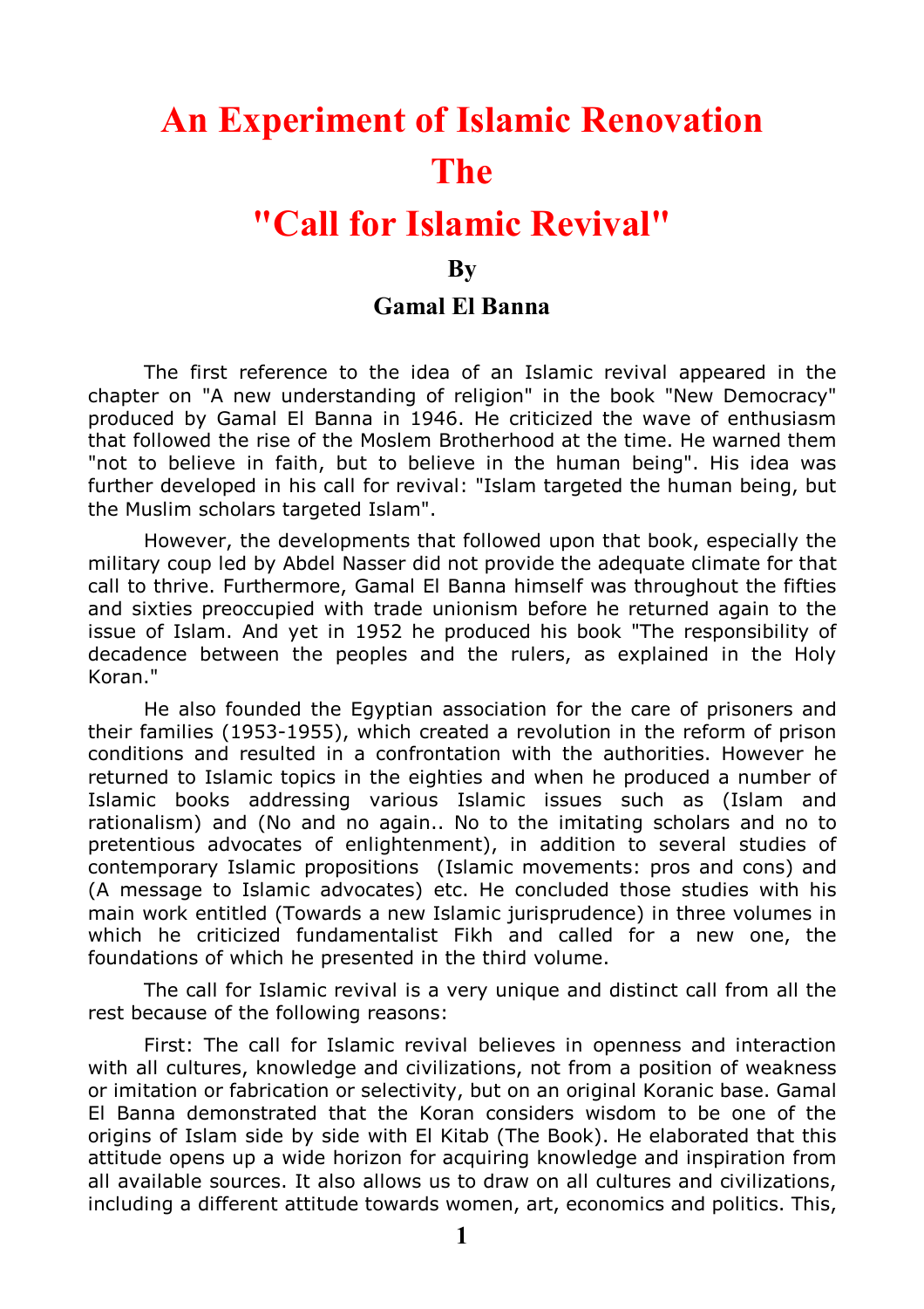# An Experiment of Islamic Renovation The "Call for Islamic Revival"

**By**

**Gamal El Banna**

The first reference to the idea of an Islamic revival appeared in the chapter on "A new understanding of religion" in the book "New Democracy" produced by Gamal El Banna in 1946. He criticized the wave of enthusiasm that followed the rise of the Moslem Brotherhood at the time. He warned them "not to believe in faith, but to believe in the human being". His idea was further developed in his call for revival: "Islam targeted the human being, but the Muslim scholars targeted Islam".

However, the developments that followed upon that book, especially the military coup led by Abdel Nasser did not provide the adequate climate for that call to thrive. Furthermore, Gamal El Banna himself was throughout the fifties and sixties preoccupied with trade unionism before he returned again to the issue of Islam. And yet in 1952 he produced his book "The responsibility of decadence between the peoples and the rulers, as explained in the Holy Koran."

He also founded the Egyptian association for the care of prisoners and their families (1953-1955), which created a revolution in the reform of prison conditions and resulted in a confrontation with the authorities. However he returned to Islamic topics in the eighties and when he produced a number of Islamic books addressing various Islamic issues such as (Islam and rationalism) and (No and no again.. No to the imitating scholars and no to pretentious advocates of enlightenment), in addition to several studies of contemporary Islamic propositions (Islamic movements: pros and cons) and (A message to Islamic advocates) etc. He concluded those studies with his main work entitled (Towards a new Islamic jurisprudence) in three volumes in which he criticized fundamentalist Fikh and called for a new one, the foundations of which he presented in the third volume.

The call for Islamic revival is a very unique and distinct call from all the rest because of the following reasons:

First: The call for Islamic revival believes in openness and interaction with all cultures, knowledge and civilizations, not from a position of weakness or imitation or fabrication or selectivity, but on an original Koranic base. Gamal El Banna demonstrated that the Koran considers wisdom to be one of the origins of Islam side by side with El Kitab (The Book). He elaborated that this attitude opens up a wide horizon for acquiring knowledge and inspiration from all available sources. It also allows us to draw on all cultures and civilizations, including a different attitude towards women, art, economics and politics. This,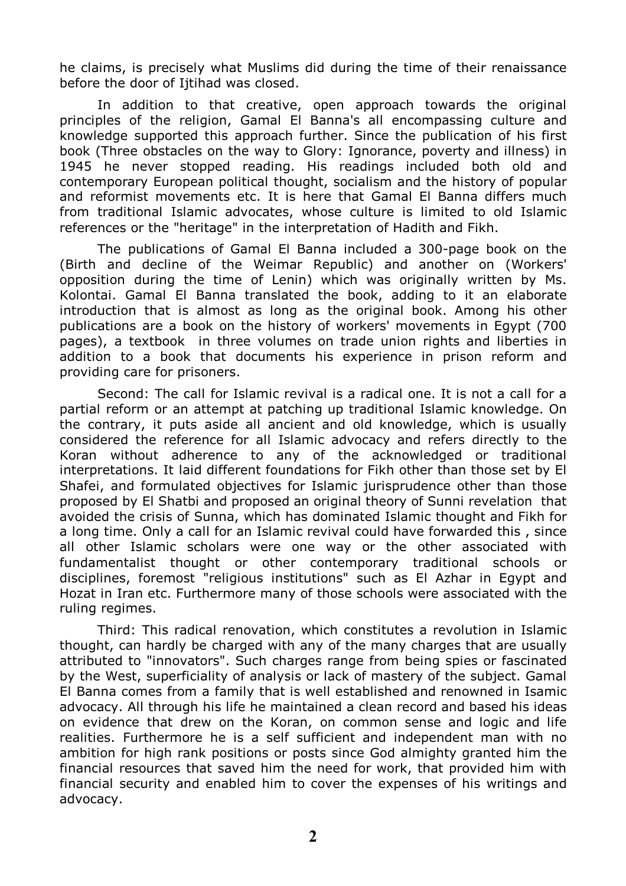he claims, is precisely what Muslims did during the time of their renaissance before the door of Ijtihad was closed.

In addition to that creative, open approach towards the original principles of the religion, Gamal El Banna's all encompassing culture and knowledge supported this approach further. Since the publication of his first book (Three obstacles on the way to Glory: Ignorance, poverty and illness) in 1945 he never stopped reading. His readings included both old and contemporary European political thought, socialism and the history of popular and reformist movements etc. It is here that Gamal El Banna differs much from traditional Islamic advocates, whose culture is limited to old Islamic references or the "heritage" in the interpretation of Hadith and Fikh.

The publications of Gamal El Banna included a 300-page book on the (Birth and decline of the Weimar Republic) and another on (Workers' opposition during the time of Lenin) which was originally written by Ms. Kolontai. Gamal El Banna translated the book, adding to it an elaborate introduction that is almost as long as the original book. Among his other publications are a book on the history of workers' movements in Egypt (700 pages), a textbook in three volumes on trade union rights and liberties in addition to a book that documents his experience in prison reform and providing care for prisoners.

Second: The call for Islamic revival is a radical one. It is not a call for a partial reform or an attempt at patching up traditional Islamic knowledge. On the contrary, it puts aside all ancient and old knowledge, which is usually considered the reference for all Islamic advocacy and refers directly to the Koran without adherence to any of the acknowledged or traditional interpretations. It laid different foundations for Fikh other than those set by El Shafei, and formulated objectives for Islamic jurisprudence other than those proposed by El Shatbi and proposed an original theory of Sunni revelation that avoided the crisis of Sunna, which has dominated Islamic thought and Fikh for a long time. Only a call for an Islamic revival could have forwarded this , since all other Islamic scholars were one way or the other associated with fundamentalist thought or other contemporary traditional schools or disciplines, foremost "religious institutions" such as El Azhar in Egypt and Hozat in Iran etc. Furthermore many of those schools were associated with the ruling regimes.

Third: This radical renovation, which constitutes a revolution in Islamic thought, can hardly be charged with any of the many charges that are usually attributed to "innovators". Such charges range from being spies or fascinated by the West, superficiality of analysis or lack of mastery of the subject. Gamal El Banna comes from a family that is well established and renowned in Isamic advocacy. All through his life he maintained a clean record and based his ideas on evidence that drew on the Koran, on common sense and logic and life realities. Furthermore he is a self sufficient and independent man with no ambition for high rank positions or posts since God almighty granted him the financial resources that saved him the need for work, that provided him with financial security and enabled him to cover the expenses of his writings and advocacy.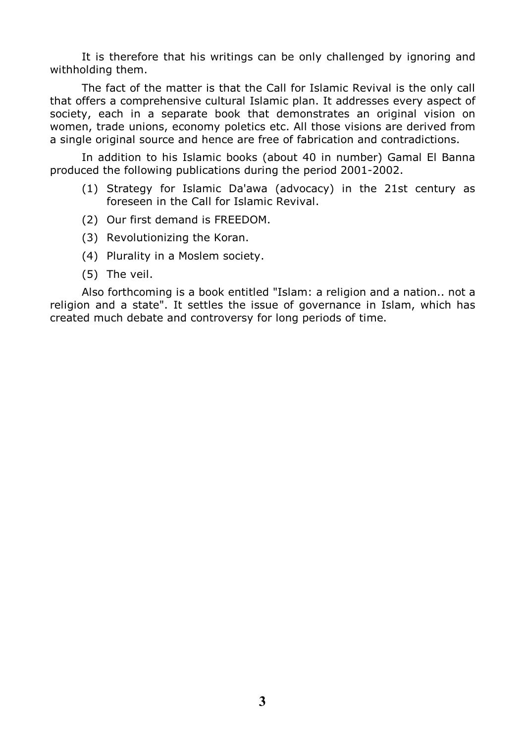It is therefore that his writings can be only challenged by ignoring and withholding them.

The fact of the matter is that the Call for Islamic Revival is the only call that offers a comprehensive cultural Islamic plan. It addresses every aspect of society, each in a separate book that demonstrates an original vision on women, trade unions, economy poletics etc. All those visions are derived from a single original source and hence are free of fabrication and contradictions.

In addition to his Islamic books (about 40 in number) Gamal El Banna produced the following publications during the period 2001-2002.

(1) Strategy for Islamic Da'awa (advocacy) in the 21st century as foreseen in the Call for Islamic Revival.

(2) Our first demand is FREEDOM.

(3) Revolutionizing the Koran.

(4) Plurality in a Moslem society.

(5) The veil.

Also forthcoming is a book entitled "Islam: a religion and a nation.. not a religion and a state". It settles the issue of governance in Islam, which has created much debate and controversy for long periods of time.